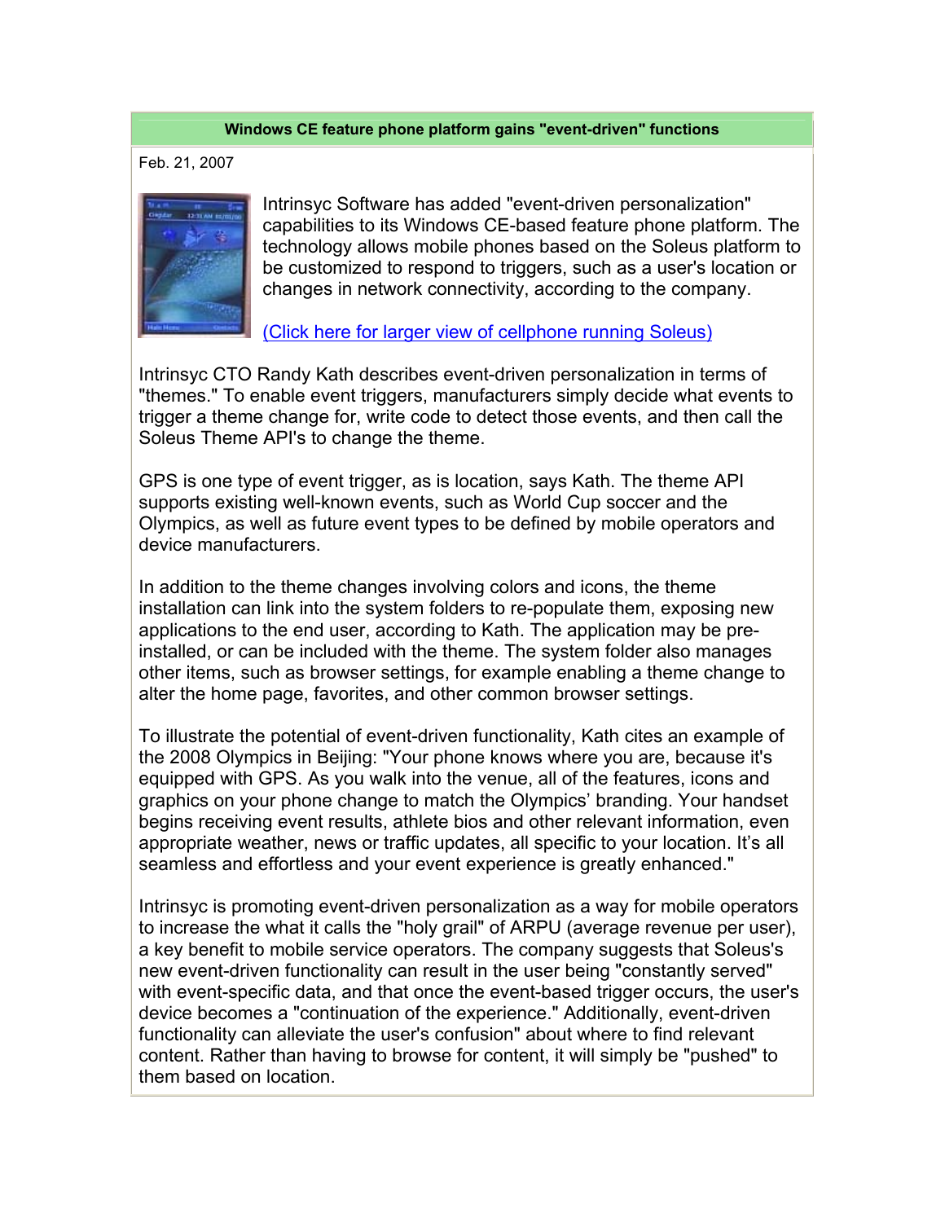# Windows CE feature phone platform gains "event-driven" functions

Feb. 21, 2007

Intrinsyc Software has added "event-driven personalization" capabilities to its Windows CE-based feature phone platform. The technology allows mobile phones based on the Soleus platform to be customized to respond to triggers, such as a user's location or changes in network connectivity, according to the company.

(Click here for larger view of cellphone running Soleus)

Intrinsyc CTO Randy Kath describes event-driven personalization in terms of "themes." To enable event triggers, manufacturers simply decide what events to trigger a theme change for, write code to detect those events, and then call the Soleus Theme API's to change the theme.

GPS is one type of event trigger, as is location, says Kath. The theme API supports existing well-known events, such as World Cup soccer and the Olympics, as well as future event types to be defined by mobile operators and device manufacturers.

In addition to the theme changes involving colors and icons, the theme installation can link into the system folders to re-populate them, exposing new applications to the end user, according to Kath. The application may be pre-installed, or can be included with the theme. The system folder also manages other items, such as browser settings, for example enabling a theme change to alter the home page, favorites, and other common browser settings.

To illustrate the potential of event-driven functionality, Kath cites an example of the 2008 Olympics in Beijing: "Your phone knows where you are, because it's equipped with GPS. As you walk into the venue, all of the features, icons and graphics on your phone change to match the Olympics' branding. Your handset begins receiving event results, athlete bios and other relevant information, even appropriate weather, news or traffic updates, all specific to your location. It's all seamless and effortless and your event experience is greatly enhanced."

Intrinsyc is promoting event-driven personalization as a way for mobile operators to increase the what it calls the "holy grail" of ARPU (average revenue per user), a key benefit to mobile service operators. The company suggests that Soleus's new event-driven functionality can result in the user being "constantly served" with event-specific data, and that once the event-based trigger occurs, the user's device becomes a "continuation of the experience." Additionally, event-driven functionality can alleviate the user's confusion" about where to find relevant content. Rather than having to browse for content, it will simply be "pushed" to them based on location.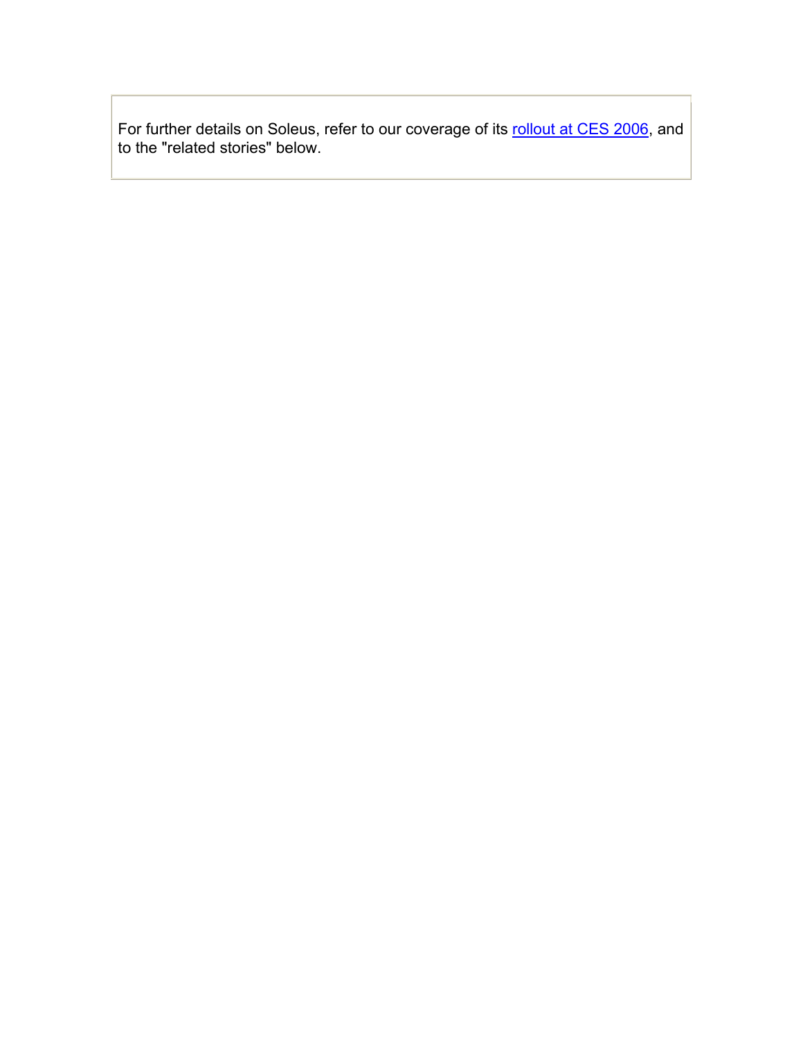For further details on Soleus, refer to our coverage of its rollout at CES 2006, and to the "related stories" below.